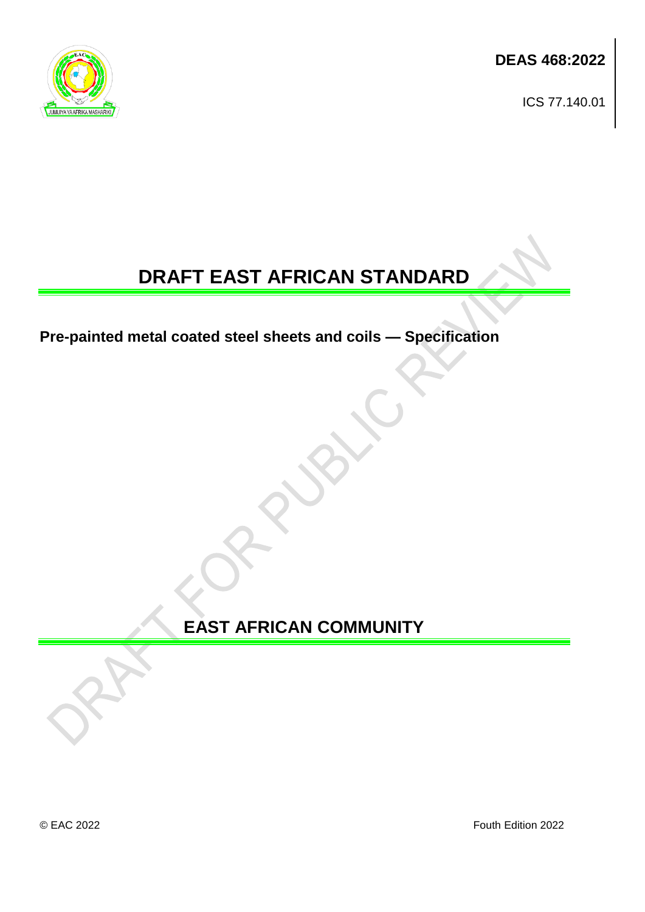**DEAS 468:2022**

ICS 77.140.01

# DRAFT EAST AFRICAN STANDARD

**Pre-painted metal coated steel sheets and coils — Specification**

## EAST AFRICAN COMMUNITY

© EAC 2022

Fouth Edition 2022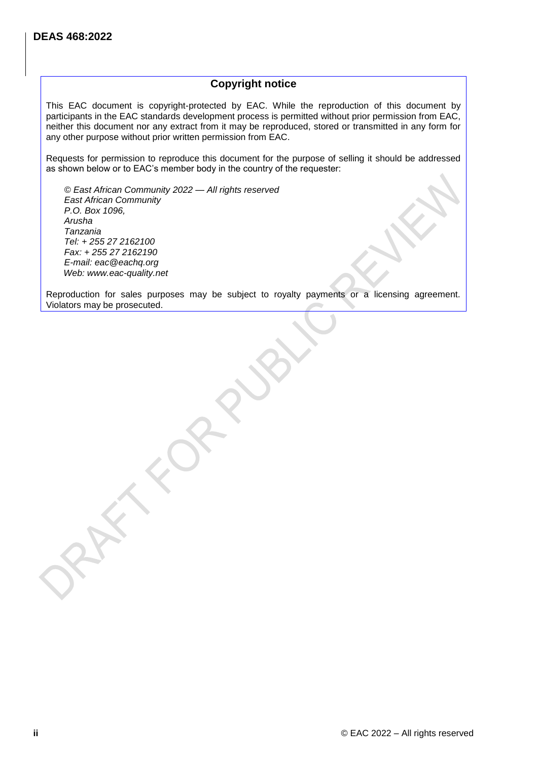## Copyright notice

This EAC document is copyright-protected by EAC. While the reproduction of this document by participants in the EAC standards development process is permitted without prior permission from EAC, neither this document nor any extract from it may be reproduced, stored or transmitted in any form for any other purpose without prior written permission from EAC.

Requests for permission to reproduce this document for the purpose of selling it should be addressed as shown below or to EAC's member body in the country of the requester:

*© East African Community 2022 — All rights reserved*
*East African Community*
*P.O. Box 1096,*
*Arusha*
*Tanzania*
*Tel: + 255 27 2162100*
*Fax: + 255 27 2162190*
*E-mail: eac@eachq.org*
*Web: www.eac-quality.net*

Reproduction for sales purposes may be subject to royalty payments or a licensing agreement. Violators may be prosecuted.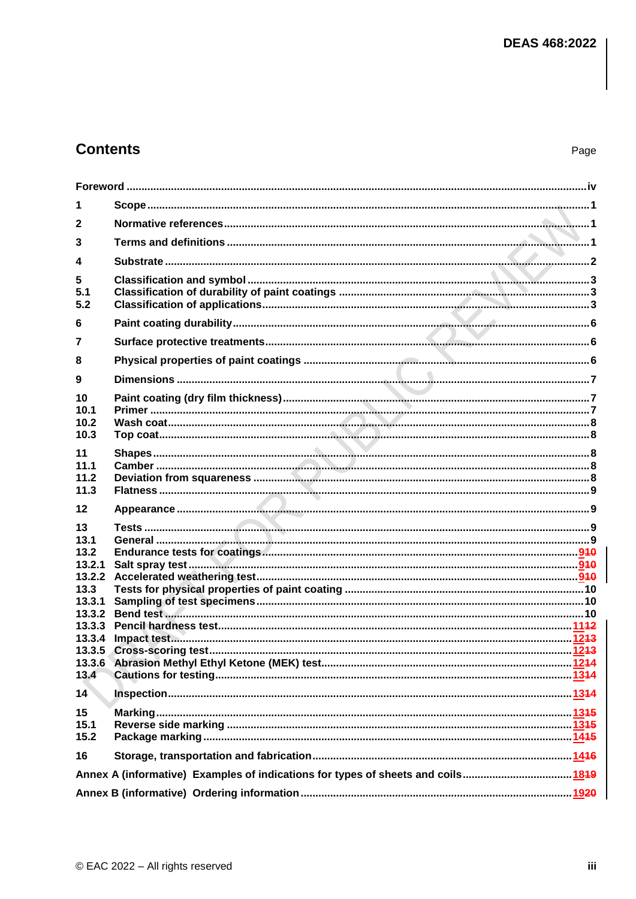## Contents

| | | Page |
|---|---|---|
| Foreword | | iv |
| 1 | Scope | 1 |
| 2 | Normative references | 1 |
| 3 | Terms and definitions | 1 |
| 4 | Substrate | 2 |
| 5 | Classification and symbol | 3 |
| 5.1 | Classification of durability of paint coatings | 3 |
| 5.2 | Classification of applications | 3 |
| 6 | Paint coating durability | 6 |
| 7 | Surface protective treatments | 6 |
| 8 | Physical properties of paint coatings | 6 |
| 9 | Dimensions | 7 |
| 10 | Paint coating (dry film thickness) | 7 |
| 10.1 | Primer | 7 |
| 10.2 | Wash coat | 8 |
| 10.3 | Top coat | 8 |
| 11 | Shapes | 8 |
| 11.1 | Camber | 8 |
| 11.2 | Deviation from squareness | 8 |
| 11.3 | Flatness | 9 |
| 12 | Appearance | 9 |
| 13 | Tests | 9 |
| 13.1 | General | 9 |
| 13.2 | Endurance tests for coatings | 9~~10~~ |
| 13.2.1 | Salt spray test | 9~~10~~ |
| 13.2.2 | Accelerated weathering test | 9~~10~~ |
| 13.3 | Tests for physical properties of paint coating | 10 |
| 13.3.1 | Sampling of test specimens | 10 |
| 13.3.2 | Bend test | 10 |
| 13.3.3 | Pencil hardness test | 11~~12~~ |
| 13.3.4 | Impact test | 12~~13~~ |
| 13.3.5 | Cross-scoring test | 12~~13~~ |
| 13.3.6 | Abrasion Methyl Ethyl Ketone (MEK) test | 12~~14~~ |
| 13.4 | Cautions for testing | 13~~14~~ |
| 14 | Inspection | 13~~14~~ |
| 15 | Marking | 13~~15~~ |
| 15.1 | Reverse side marking | 13~~15~~ |
| 15.2 | Package marking | 14~~15~~ |
| 16 | Storage, transportation and fabrication | 14~~16~~ |
| Annex A (informative) | Examples of indications for types of sheets and coils | 18~~19~~ |
| Annex B (informative) | Ordering information | 19~~20~~ |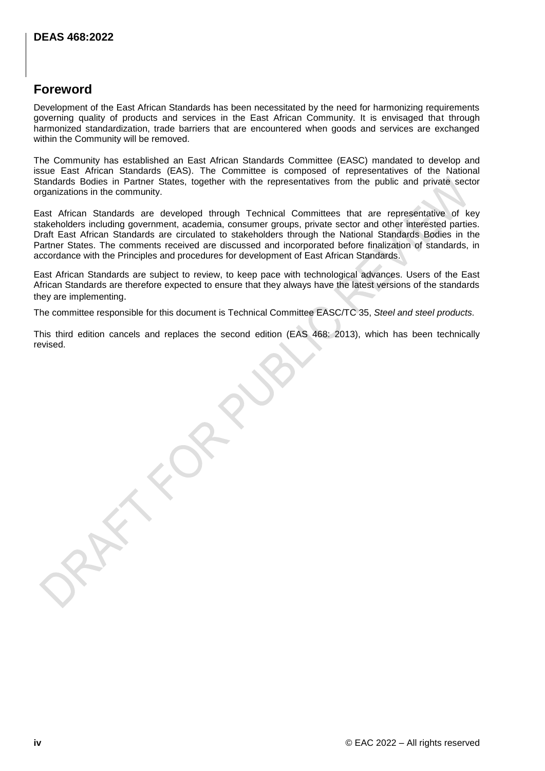## Foreword

Development of the East African Standards has been necessitated by the need for harmonizing requirements governing quality of products and services in the East African Community. It is envisaged that through harmonized standardization, trade barriers that are encountered when goods and services are exchanged within the Community will be removed.

The Community has established an East African Standards Committee (EASC) mandated to develop and issue East African Standards (EAS). The Committee is composed of representatives of the National Standards Bodies in Partner States, together with the representatives from the public and private sector organizations in the community.

East African Standards are developed through Technical Committees that are representative of key stakeholders including government, academia, consumer groups, private sector and other interested parties. Draft East African Standards are circulated to stakeholders through the National Standards Bodies in the Partner States. The comments received are discussed and incorporated before finalization of standards, in accordance with the Principles and procedures for development of East African Standards.

East African Standards are subject to review, to keep pace with technological advances. Users of the East African Standards are therefore expected to ensure that they always have the latest versions of the standards they are implementing.

The committee responsible for this document is Technical Committee EASC/TC 35, *Steel and steel products.*

This third edition cancels and replaces the second edition (EAS 468: 2013), which has been technically revised.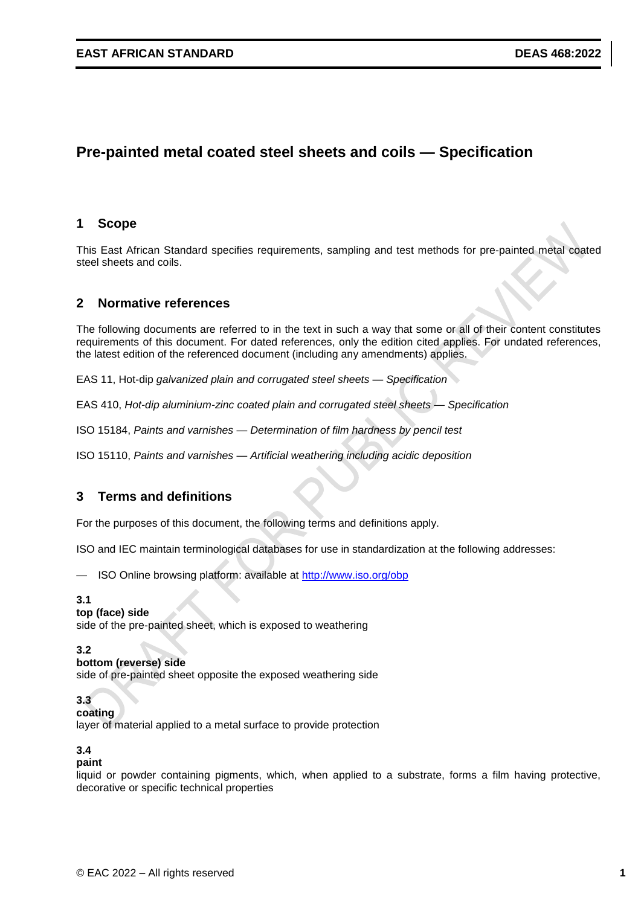# Pre-painted metal coated steel sheets and coils — Specification

## 1 Scope

This East African Standard specifies requirements, sampling and test methods for pre-painted metal coated steel sheets and coils.

## 2 Normative references

The following documents are referred to in the text in such a way that some or all of their content constitutes requirements of this document. For dated references, only the edition cited applies. For undated references, the latest edition of the referenced document (including any amendments) applies.

EAS 11, Hot-dip *galvanized plain and corrugated steel sheets — Specification*

EAS 410, *Hot-dip aluminium-zinc coated plain and corrugated steel sheets — Specification*

ISO 15184, *Paints and varnishes — Determination of film hardness by pencil test*

ISO 15110, *Paints and varnishes — Artificial weathering including acidic deposition*

## 3 Terms and definitions

For the purposes of this document, the following terms and definitions apply.

ISO and IEC maintain terminological databases for use in standardization at the following addresses:

— ISO Online browsing platform: available at http://www.iso.org/obp

**3.1**
**top (face) side**
side of the pre-painted sheet, which is exposed to weathering

**3.2**
**bottom (reverse) side**
side of pre-painted sheet opposite the exposed weathering side

**3.3**
**coating**
layer of material applied to a metal surface to provide protection

**3.4**
**paint**
liquid or powder containing pigments, which, when applied to a substrate, forms a film having protective, decorative or specific technical properties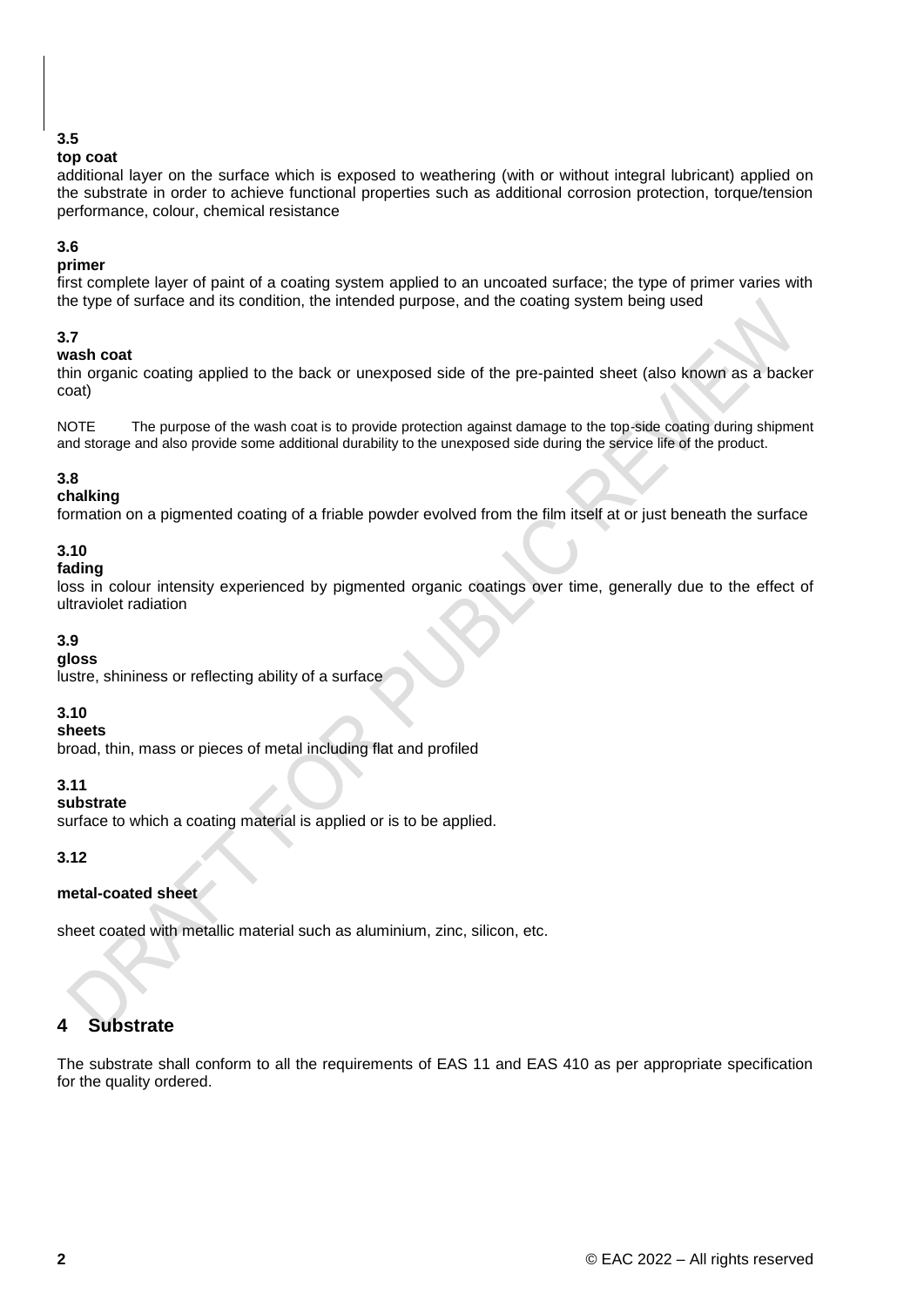**3.5**

**top coat**

additional layer on the surface which is exposed to weathering (with or without integral lubricant) applied on the substrate in order to achieve functional properties such as additional corrosion protection, torque/tension performance, colour, chemical resistance

**3.6**

**primer**

first complete layer of paint of a coating system applied to an uncoated surface; the type of primer varies with the type of surface and its condition, the intended purpose, and the coating system being used

**3.7**

**wash coat**

thin organic coating applied to the back or unexposed side of the pre-painted sheet (also known as a backer coat)

NOTE The purpose of the wash coat is to provide protection against damage to the top-side coating during shipment and storage and also provide some additional durability to the unexposed side during the service life of the product.

**3.8**

**chalking**

formation on a pigmented coating of a friable powder evolved from the film itself at or just beneath the surface

**3.10**

**fading**

loss in colour intensity experienced by pigmented organic coatings over time, generally due to the effect of ultraviolet radiation

**3.9**

**gloss**

lustre, shininess or reflecting ability of a surface

**3.10**

**sheets**

broad, thin, mass or pieces of metal including flat and profiled

**3.11**

**substrate**

surface to which a coating material is applied or is to be applied.

**3.12**

**metal-coated sheet**

sheet coated with metallic material such as aluminium, zinc, silicon, etc.

## 4 Substrate

The substrate shall conform to all the requirements of EAS 11 and EAS 410 as per appropriate specification for the quality ordered.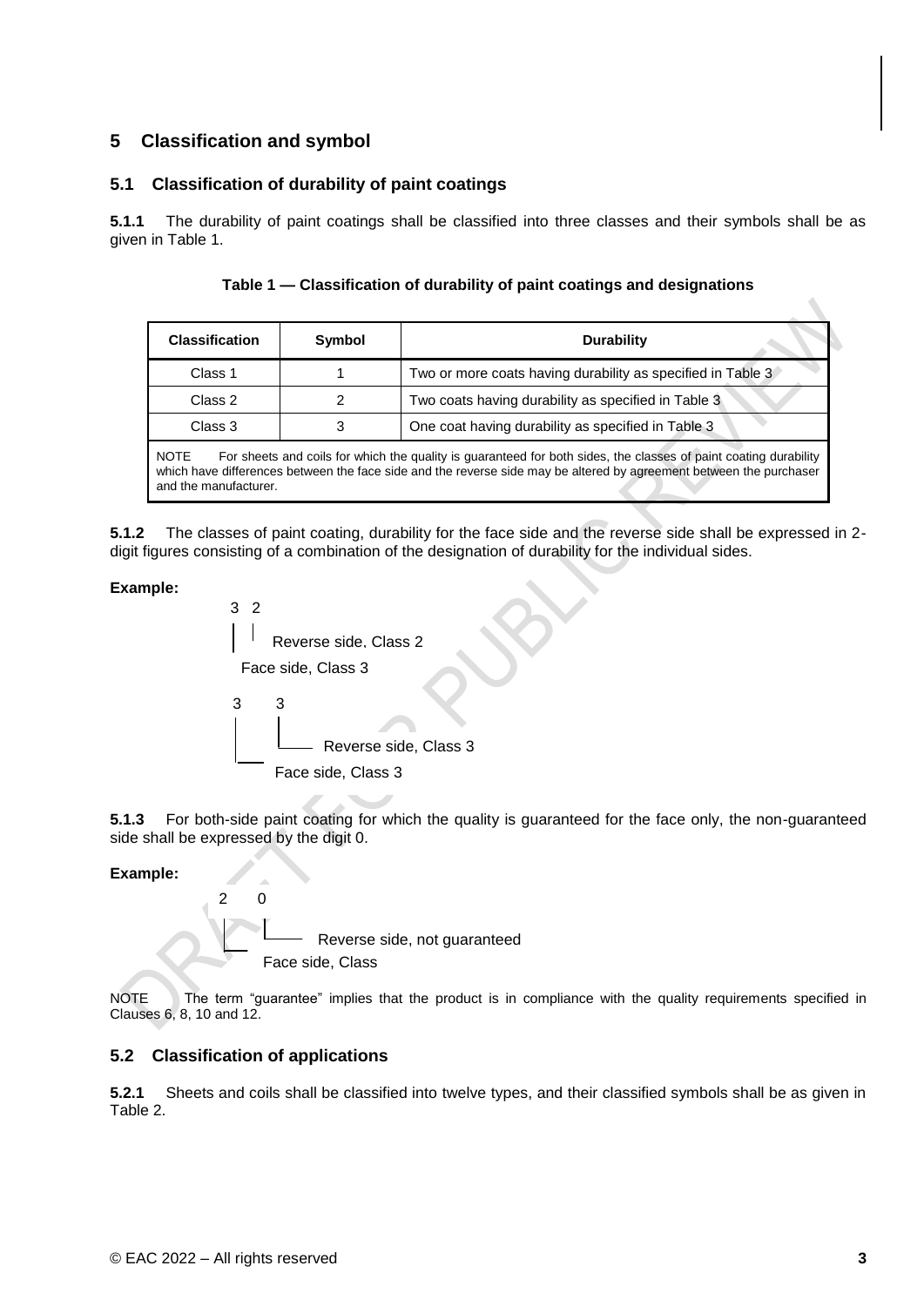## 5 Classification and symbol

### 5.1 Classification of durability of paint coatings

**5.1.1** The durability of paint coatings shall be classified into three classes and their symbols shall be as given in Table 1.

**Table 1 — Classification of durability of paint coatings and designations**

| Classification | Symbol | Durability |
|---|---|---|
| Class 1 | 1 | Two or more coats having durability as specified in Table 3 |
| Class 2 | 2 | Two coats having durability as specified in Table 3 |
| Class 3 | 3 | One coat having durability as specified in Table 3 |

NOTE For sheets and coils for which the quality is guaranteed for both sides, the classes of paint coating durability which have differences between the face side and the reverse side may be altered by agreement between the purchaser and the manufacturer.

**5.1.2** The classes of paint coating, durability for the face side and the reverse side shall be expressed in 2-digit figures consisting of a combination of the designation of durability for the individual sides.

**Example:**

```
3 2
│ │
│ └ Reverse side, Class 2
└── Face side, Class 3

3   3
│   │
│   └── Reverse side, Class 3
└── Face side, Class 3
```

**5.1.3** For both-side paint coating for which the quality is guaranteed for the face only, the non-guaranteed side shall be expressed by the digit 0.

**Example:**

```
2   0
│   │
│   └── Reverse side, not guaranteed
└── Face side, Class
```

NOTE The term "guarantee" implies that the product is in compliance with the quality requirements specified in Clauses 6, 8, 10 and 12.

### 5.2 Classification of applications

**5.2.1** Sheets and coils shall be classified into twelve types, and their classified symbols shall be as given in Table 2.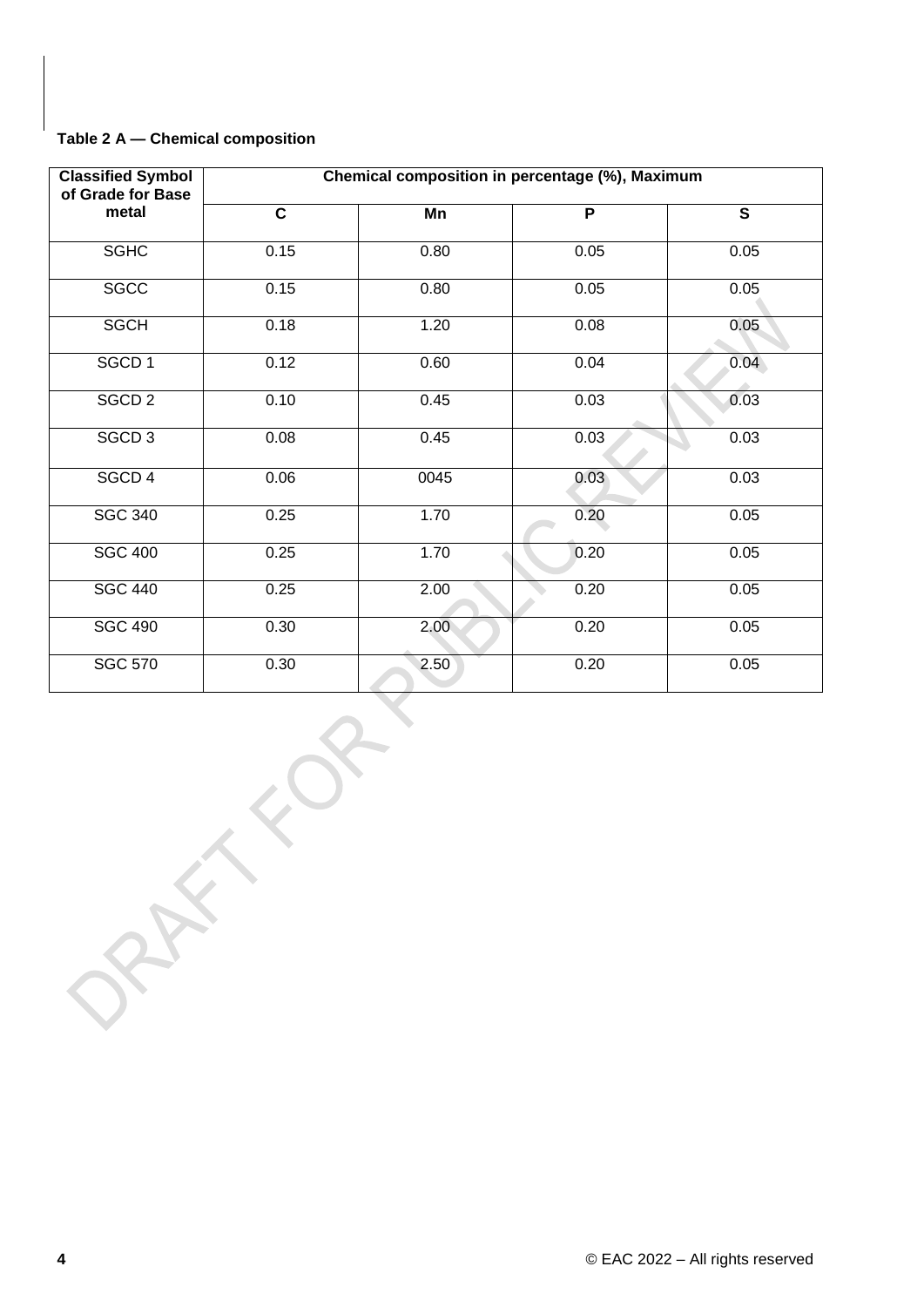**Table 2 A — Chemical composition**

| Classified Symbol of Grade for Base metal | Chemical composition in percentage (%), Maximum | | | |
|---|---|---|---|---|
| | C | Mn | P | S |
| SGHC | 0.15 | 0.80 | 0.05 | 0.05 |
| SGCC | 0.15 | 0.80 | 0.05 | 0.05 |
| SGCH | 0.18 | 1.20 | 0.08 | 0.05 |
| SGCD 1 | 0.12 | 0.60 | 0.04 | 0.04 |
| SGCD 2 | 0.10 | 0.45 | 0.03 | 0.03 |
| SGCD 3 | 0.08 | 0.45 | 0.03 | 0.03 |
| SGCD 4 | 0.06 | 0045 | 0.03 | 0.03 |
| SGC 340 | 0.25 | 1.70 | 0.20 | 0.05 |
| SGC 400 | 0.25 | 1.70 | 0.20 | 0.05 |
| SGC 440 | 0.25 | 2.00 | 0.20 | 0.05 |
| SGC 490 | 0.30 | 2.00 | 0.20 | 0.05 |
| SGC 570 | 0.30 | 2.50 | 0.20 | 0.05 |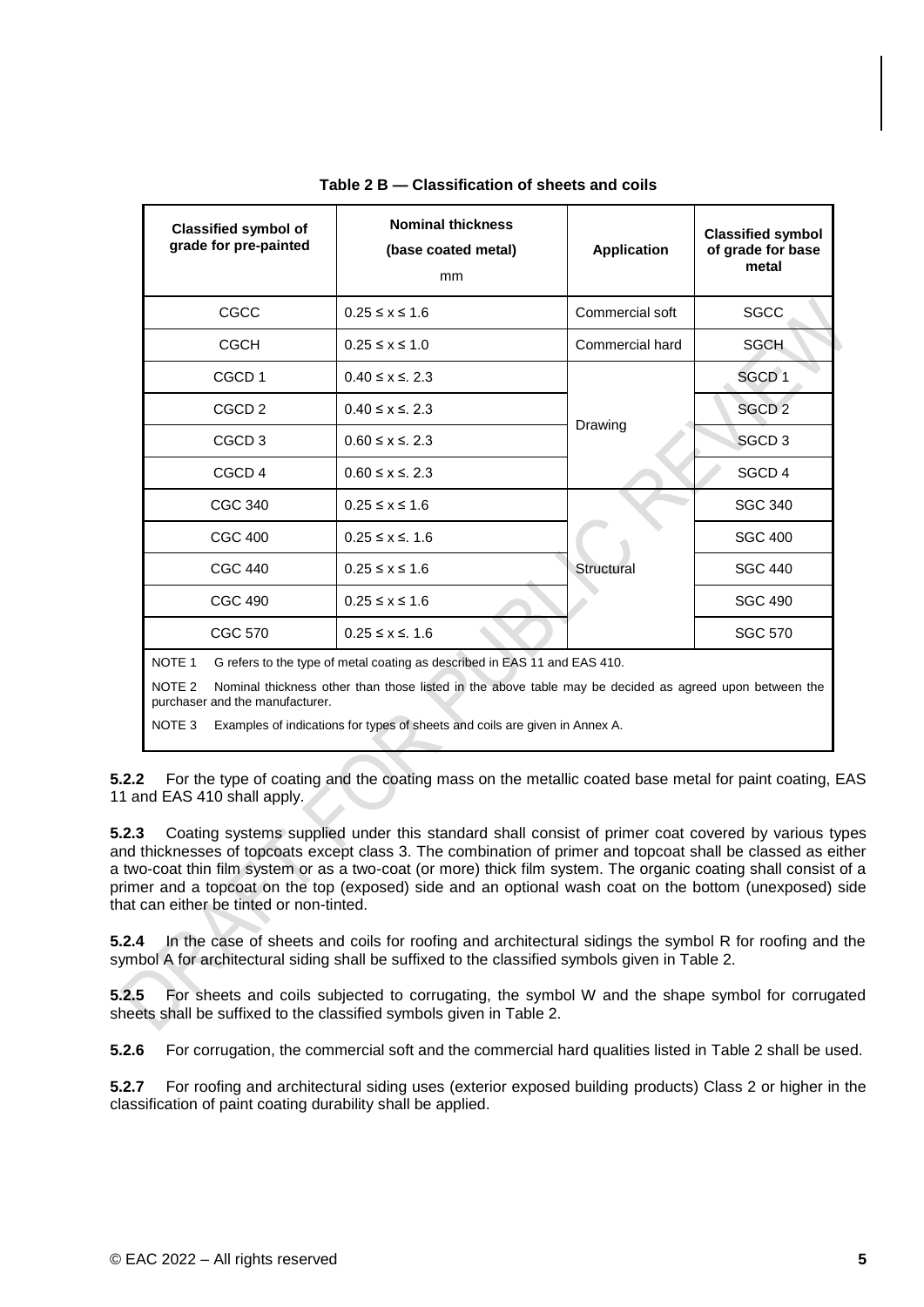**Table 2 B — Classification of sheets and coils**

| Classified symbol of grade for pre-painted | Nominal thickness (base coated metal) mm | Application | Classified symbol of grade for base metal |
|---|---|---|---|
| CGCC | 0.25 ≤ x ≤ 1.6 | Commercial soft | SGCC |
| CGCH | 0.25 ≤ x ≤ 1.0 | Commercial hard | SGCH |
| CGCD 1 | 0.40 ≤ x ≤. 2.3 | Drawing | SGCD 1 |
| CGCD 2 | 0.40 ≤ x ≤. 2.3 | | SGCD 2 |
| CGCD 3 | 0.60 ≤ x ≤. 2.3 | | SGCD 3 |
| CGCD 4 | 0.60 ≤ x ≤. 2.3 | | SGCD 4 |
| CGC 340 | 0.25 ≤ x ≤ 1.6 | Structural | SGC 340 |
| CGC 400 | 0.25 ≤ x ≤. 1.6 | | SGC 400 |
| CGC 440 | 0.25 ≤ x ≤ 1.6 | | SGC 440 |
| CGC 490 | 0.25 ≤ x ≤ 1.6 | | SGC 490 |
| CGC 570 | 0.25 ≤ x ≤. 1.6 | | SGC 570 |

NOTE 1 G refers to the type of metal coating as described in EAS 11 and EAS 410.

NOTE 2 Nominal thickness other than those listed in the above table may be decided as agreed upon between the purchaser and the manufacturer.

NOTE 3 Examples of indications for types of sheets and coils are given in Annex A.

**5.2.2** For the type of coating and the coating mass on the metallic coated base metal for paint coating, EAS 11 and EAS 410 shall apply.

**5.2.3** Coating systems supplied under this standard shall consist of primer coat covered by various types and thicknesses of topcoats except class 3. The combination of primer and topcoat shall be classed as either a two-coat thin film system or as a two-coat (or more) thick film system. The organic coating shall consist of a primer and a topcoat on the top (exposed) side and an optional wash coat on the bottom (unexposed) side that can either be tinted or non-tinted.

**5.2.4** In the case of sheets and coils for roofing and architectural sidings the symbol R for roofing and the symbol A for architectural siding shall be suffixed to the classified symbols given in Table 2.

**5.2.5** For sheets and coils subjected to corrugating, the symbol W and the shape symbol for corrugated sheets shall be suffixed to the classified symbols given in Table 2.

**5.2.6** For corrugation, the commercial soft and the commercial hard qualities listed in Table 2 shall be used.

**5.2.7** For roofing and architectural siding uses (exterior exposed building products) Class 2 or higher in the classification of paint coating durability shall be applied.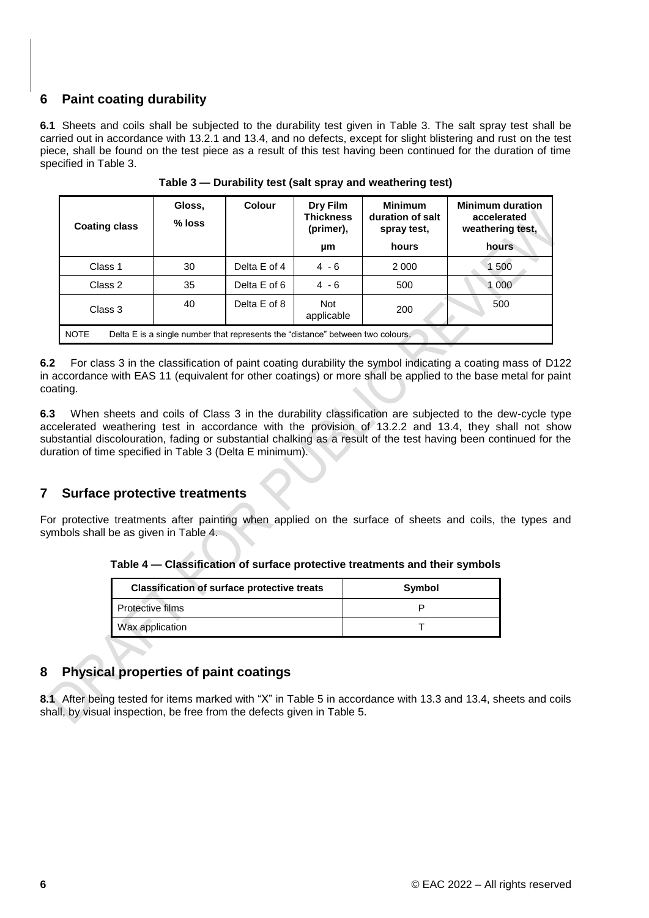## 6 Paint coating durability

**6.1** Sheets and coils shall be subjected to the durability test given in Table 3. The salt spray test shall be carried out in accordance with 13.2.1 and 13.4, and no defects, except for slight blistering and rust on the test piece, shall be found on the test piece as a result of this test having been continued for the duration of time specified in Table 3.

**Table 3 — Durability test (salt spray and weathering test)**

| Coating class | Gloss, % loss | Colour | Dry Film Thickness (primer), µm | Minimum duration of salt spray test, hours | Minimum duration accelerated weathering test, hours |
|---|---|---|---|---|---|
| Class 1 | 30 | Delta E of 4 | 4 - 6 | 2 000 | 1 500 |
| Class 2 | 35 | Delta E of 6 | 4 - 6 | 500 | 1 000 |
| Class 3 | 40 | Delta E of 8 | Not applicable | 200 | 500 |
| NOTE Delta E is a single number that represents the “distance” between two colours. | | | | | |

**6.2** For class 3 in the classification of paint coating durability the symbol indicating a coating mass of D122 in accordance with EAS 11 (equivalent for other coatings) or more shall be applied to the base metal for paint coating.

**6.3** When sheets and coils of Class 3 in the durability classification are subjected to the dew-cycle type accelerated weathering test in accordance with the provision of 13.2.2 and 13.4, they shall not show substantial discolouration, fading or substantial chalking as a result of the test having been continued for the duration of time specified in Table 3 (Delta E minimum).

## 7 Surface protective treatments

For protective treatments after painting when applied on the surface of sheets and coils, the types and symbols shall be as given in Table 4.

**Table 4 — Classification of surface protective treatments and their symbols**

| Classification of surface protective treats | Symbol |
|---|---|
| Protective films | P |
| Wax application | T |

## 8 Physical properties of paint coatings

**8.1** After being tested for items marked with “X” in Table 5 in accordance with 13.3 and 13.4, sheets and coils shall, by visual inspection, be free from the defects given in Table 5.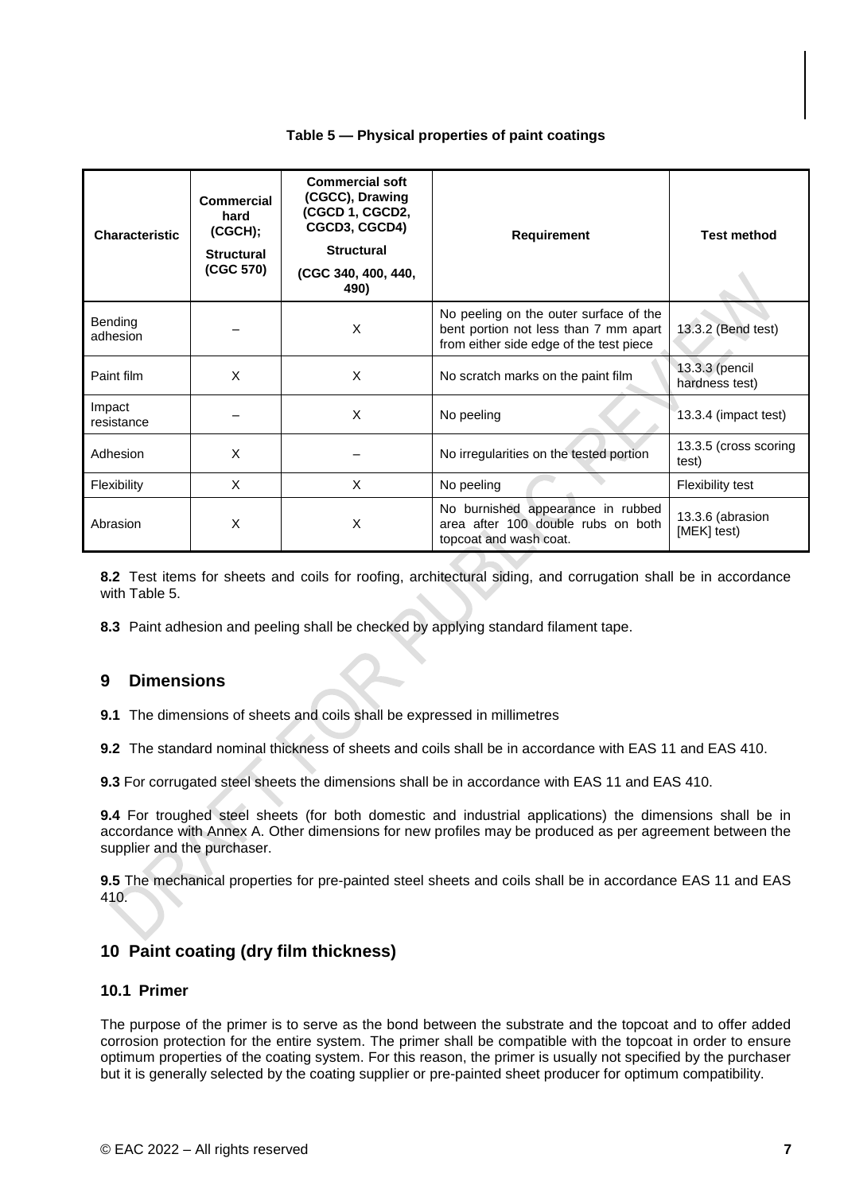**Table 5 — Physical properties of paint coatings**

| Characteristic | Commercial hard (CGCH); Structural (CGC 570) | Commercial soft (CGCC), Drawing (CGCD 1, CGCD2, CGCD3, CGCD4) Structural (CGC 340, 400, 440, 490) | Requirement | Test method |
|---|---|---|---|---|
| Bending adhesion | – | X | No peeling on the outer surface of the bent portion not less than 7 mm apart from either side edge of the test piece | 13.3.2 (Bend test) |
| Paint film | X | X | No scratch marks on the paint film | 13.3.3 (pencil hardness test) |
| Impact resistance | – | X | No peeling | 13.3.4 (impact test) |
| Adhesion | X | – | No irregularities on the tested portion | 13.3.5 (cross scoring test) |
| Flexibility | X | X | No peeling | Flexibility test |
| Abrasion | X | X | No burnished appearance in rubbed area after 100 double rubs on both topcoat and wash coat. | 13.3.6 (abrasion [MEK] test) |

**8.2** Test items for sheets and coils for roofing, architectural siding, and corrugation shall be in accordance with Table 5.

**8.3** Paint adhesion and peeling shall be checked by applying standard filament tape.

## 9 Dimensions

**9.1** The dimensions of sheets and coils shall be expressed in millimetres

**9.2** The standard nominal thickness of sheets and coils shall be in accordance with EAS 11 and EAS 410.

**9.3** For corrugated steel sheets the dimensions shall be in accordance with EAS 11 and EAS 410.

**9.4** For troughed steel sheets (for both domestic and industrial applications) the dimensions shall be in accordance with Annex A. Other dimensions for new profiles may be produced as per agreement between the supplier and the purchaser.

**9.5** The mechanical properties for pre-painted steel sheets and coils shall be in accordance EAS 11 and EAS 410.

## 10 Paint coating (dry film thickness)

### 10.1 Primer

The purpose of the primer is to serve as the bond between the substrate and the topcoat and to offer added corrosion protection for the entire system. The primer shall be compatible with the topcoat in order to ensure optimum properties of the coating system. For this reason, the primer is usually not specified by the purchaser but it is generally selected by the coating supplier or pre-painted sheet producer for optimum compatibility.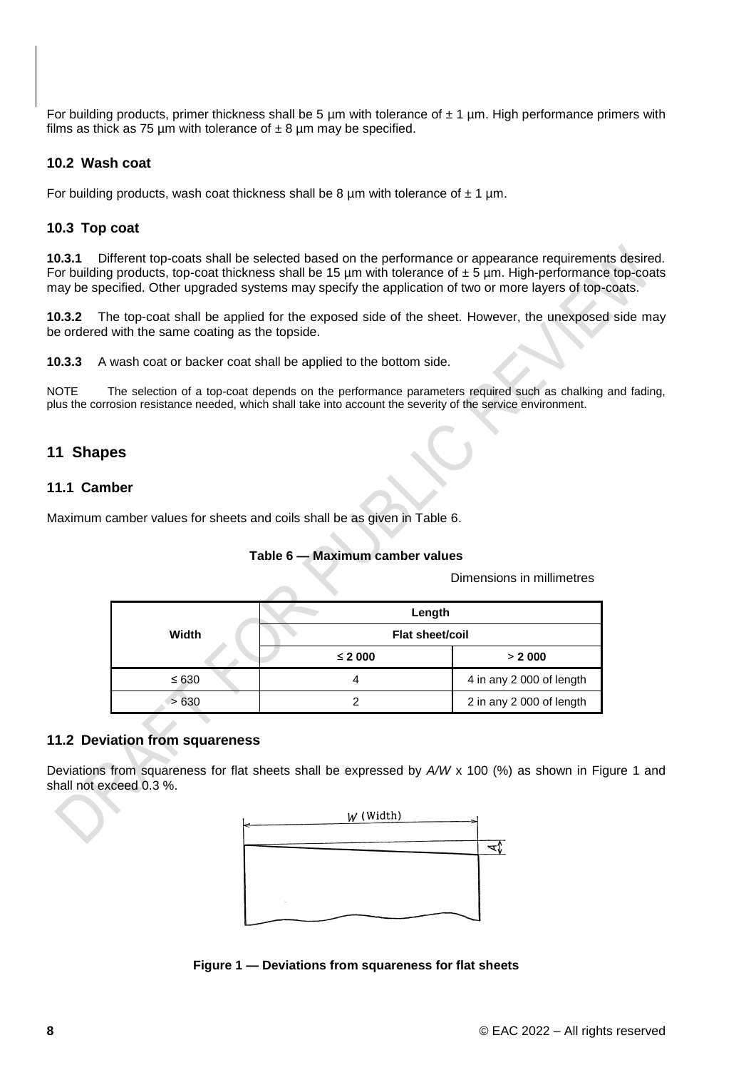For building products, primer thickness shall be 5 µm with tolerance of ± 1 µm. High performance primers with films as thick as 75 µm with tolerance of ± 8 µm may be specified.

### 10.2 Wash coat

For building products, wash coat thickness shall be 8 µm with tolerance of ± 1 µm.

### 10.3 Top coat

**10.3.1** Different top-coats shall be selected based on the performance or appearance requirements desired. For building products, top-coat thickness shall be 15 µm with tolerance of ± 5 µm. High-performance top-coats may be specified. Other upgraded systems may specify the application of two or more layers of top-coats.

**10.3.2** The top-coat shall be applied for the exposed side of the sheet. However, the unexposed side may be ordered with the same coating as the topside.

**10.3.3** A wash coat or backer coat shall be applied to the bottom side.

NOTE The selection of a top-coat depends on the performance parameters required such as chalking and fading, plus the corrosion resistance needed, which shall take into account the severity of the service environment.

## 11 Shapes

### 11.1 Camber

Maximum camber values for sheets and coils shall be as given in Table 6.

**Table 6 — Maximum camber values**

Dimensions in millimetres

| Width | Length | |
|---|---|---|
| | Flat sheet/coil | |
| | ≤ 2 000 | > 2 000 |
| ≤ 630 | 4 | 4 in any 2 000 of length |
| > 630 | 2 | 2 in any 2 000 of length |

### 11.2 Deviation from squareness

Deviations from squareness for flat sheets shall be expressed by $A/W \times 100$ (%) as shown in Figure 1 and shall not exceed 0.3 %.

**Figure 1 — Deviations from squareness for flat sheets**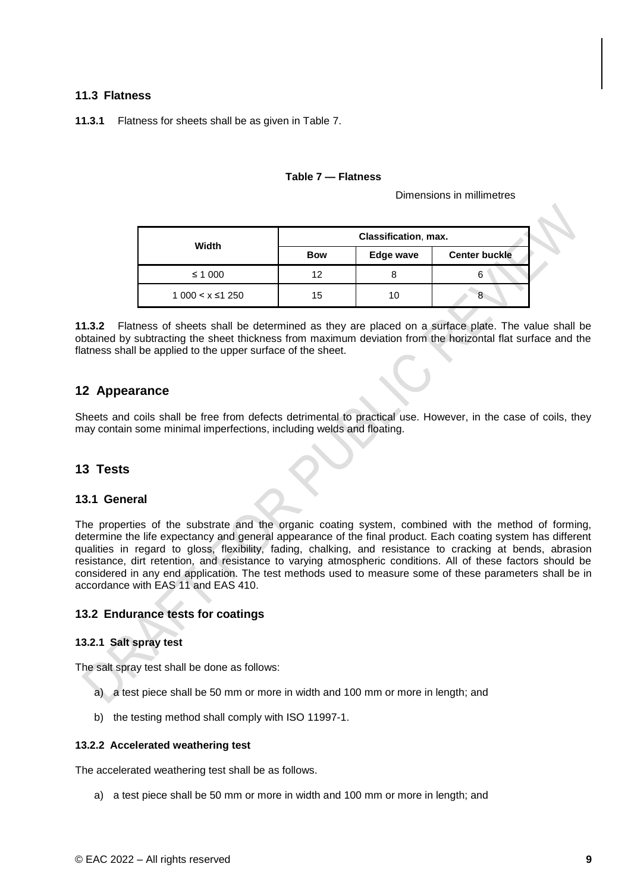## 11.3 Flatness

**11.3.1** Flatness for sheets shall be as given in Table 7.

**Table 7 — Flatness**

Dimensions in millimetres

| Width | Classification, max. | | |
|---|---|---|---|
| | **Bow** | **Edge wave** | **Center buckle** |
| ≤ 1 000 | 12 | 8 | 6 |
| 1 000 < x ≤1 250 | 15 | 10 | 8 |

**11.3.2** Flatness of sheets shall be determined as they are placed on a surface plate. The value shall be obtained by subtracting the sheet thickness from maximum deviation from the horizontal flat surface and the flatness shall be applied to the upper surface of the sheet.

# 12 Appearance

Sheets and coils shall be free from defects detrimental to practical use. However, in the case of coils, they may contain some minimal imperfections, including welds and floating.

# 13 Tests

## 13.1 General

The properties of the substrate and the organic coating system, combined with the method of forming, determine the life expectancy and general appearance of the final product. Each coating system has different qualities in regard to gloss, flexibility, fading, chalking, and resistance to cracking at bends, abrasion resistance, dirt retention, and resistance to varying atmospheric conditions. All of these factors should be considered in any end application. The test methods used to measure some of these parameters shall be in accordance with EAS 11 and EAS 410.

## 13.2 Endurance tests for coatings

### 13.2.1 Salt spray test

The salt spray test shall be done as follows:

a) a test piece shall be 50 mm or more in width and 100 mm or more in length; and

b) the testing method shall comply with ISO 11997-1.

### 13.2.2 Accelerated weathering test

The accelerated weathering test shall be as follows.

a) a test piece shall be 50 mm or more in width and 100 mm or more in length; and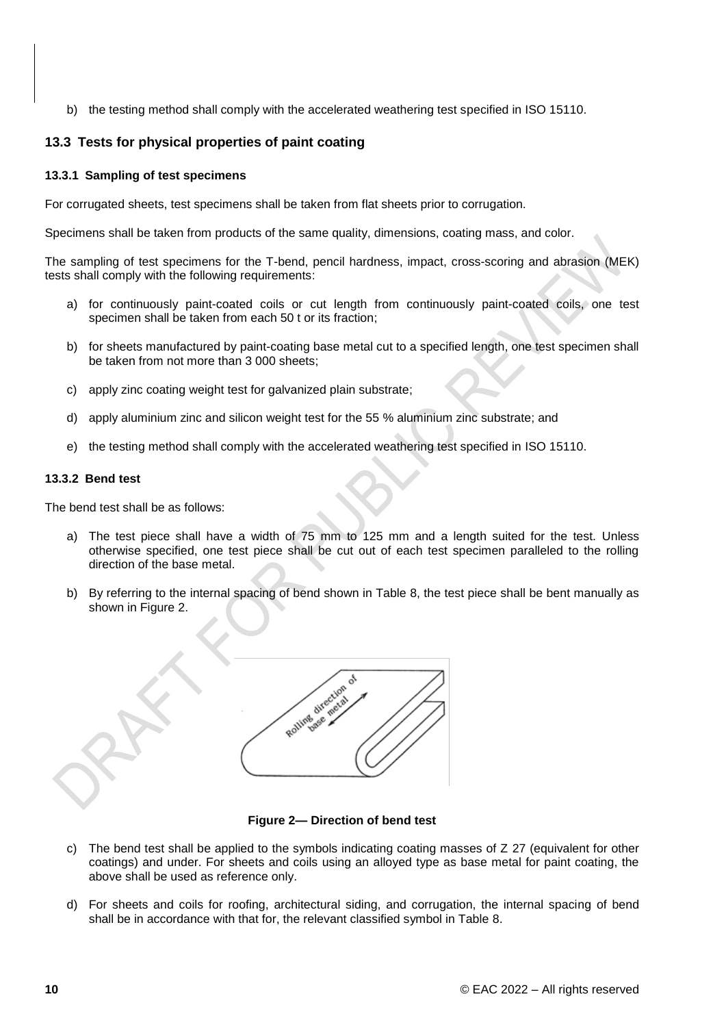b) the testing method shall comply with the accelerated weathering test specified in ISO 15110.

## 13.3 Tests for physical properties of paint coating

### 13.3.1 Sampling of test specimens

For corrugated sheets, test specimens shall be taken from flat sheets prior to corrugation.

Specimens shall be taken from products of the same quality, dimensions, coating mass, and color.

The sampling of test specimens for the T-bend, pencil hardness, impact, cross-scoring and abrasion (MEK) tests shall comply with the following requirements:

a) for continuously paint-coated coils or cut length from continuously paint-coated coils, one test specimen shall be taken from each 50 t or its fraction;

b) for sheets manufactured by paint-coating base metal cut to a specified length, one test specimen shall be taken from not more than 3 000 sheets;

c) apply zinc coating weight test for galvanized plain substrate;

d) apply aluminium zinc and silicon weight test for the 55 % aluminium zinc substrate; and

e) the testing method shall comply with the accelerated weathering test specified in ISO 15110.

### 13.3.2 Bend test

The bend test shall be as follows:

a) The test piece shall have a width of 75 mm to 125 mm and a length suited for the test. Unless otherwise specified, one test piece shall be cut out of each test specimen paralleled to the rolling direction of the base metal.

b) By referring to the internal spacing of bend shown in Table 8, the test piece shall be bent manually as shown in Figure 2.

**Figure 2— Direction of bend test**

c) The bend test shall be applied to the symbols indicating coating masses of Z 27 (equivalent for other coatings) and under. For sheets and coils using an alloyed type as base metal for paint coating, the above shall be used as reference only.

d) For sheets and coils for roofing, architectural siding, and corrugation, the internal spacing of bend shall be in accordance with that for, the relevant classified symbol in Table 8.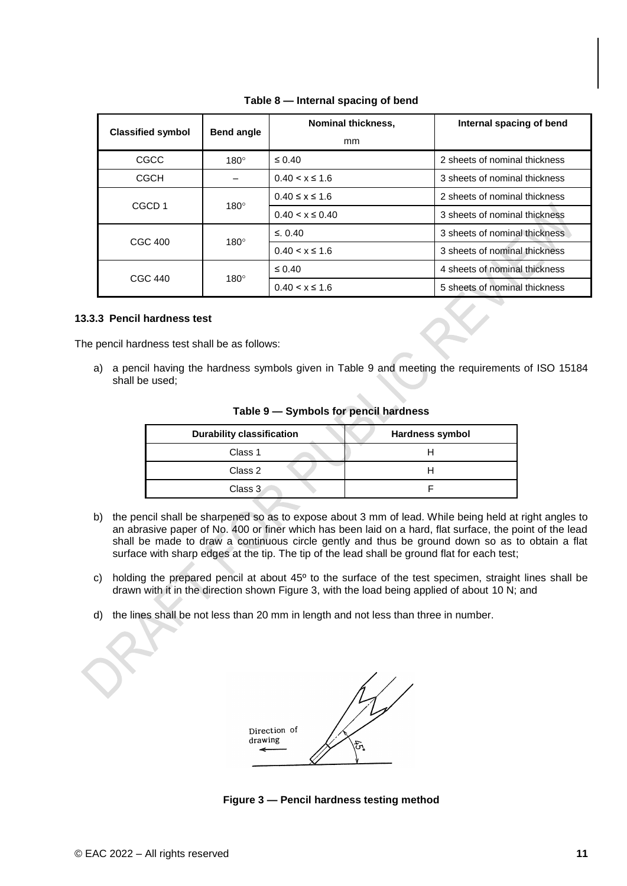**Table 8 — Internal spacing of bend**

| Classified symbol | Bend angle | Nominal thickness, mm | Internal spacing of bend |
|---|---|---|---|
| CGCC | 180° | ≤ 0.40 | 2 sheets of nominal thickness |
| CGCH | – | 0.40 < x ≤ 1.6 | 3 sheets of nominal thickness |
| CGCD 1 | 180° | 0.40 ≤ x ≤ 1.6 | 2 sheets of nominal thickness |
| | | 0.40 < x ≤ 0.40 | 3 sheets of nominal thickness |
| CGC 400 | 180° | ≤. 0.40 | 3 sheets of nominal thickness |
| | | 0.40 < x ≤ 1.6 | 3 sheets of nominal thickness |
| CGC 440 | 180° | ≤ 0.40 | 4 sheets of nominal thickness |
| | | 0.40 < x ≤ 1.6 | 5 sheets of nominal thickness |

### 13.3.3 Pencil hardness test

The pencil hardness test shall be as follows:

a) a pencil having the hardness symbols given in Table 9 and meeting the requirements of ISO 15184 shall be used;

**Table 9 — Symbols for pencil hardness**

| Durability classification | Hardness symbol |
|---|---|
| Class 1 | H |
| Class 2 | H |
| Class 3 | F |

b) the pencil shall be sharpened so as to expose about 3 mm of lead. While being held at right angles to an abrasive paper of No. 400 or finer which has been laid on a hard, flat surface, the point of the lead shall be made to draw a continuous circle gently and thus be ground down so as to obtain a flat surface with sharp edges at the tip. The tip of the lead shall be ground flat for each test;

c) holding the prepared pencil at about 45º to the surface of the test specimen, straight lines shall be drawn with it in the direction shown Figure 3, with the load being applied of about 10 N; and

d) the lines shall be not less than 20 mm in length and not less than three in number.

Direction of drawing

45°

**Figure 3 — Pencil hardness testing method**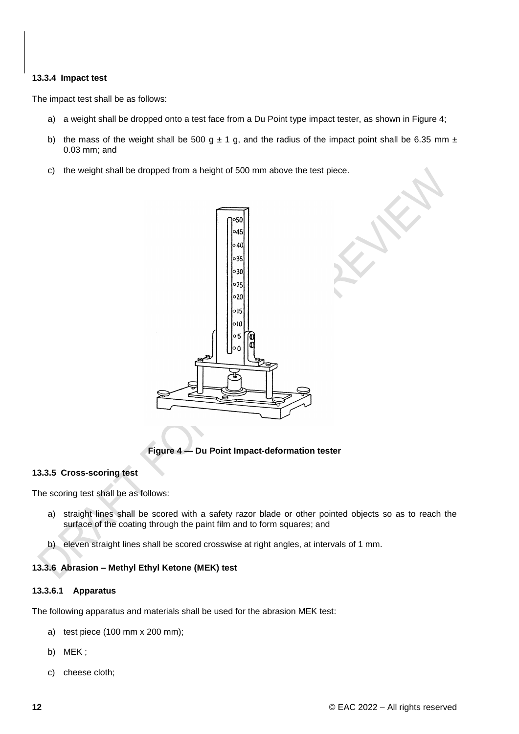#### 13.3.4 Impact test

The impact test shall be as follows:

a) a weight shall be dropped onto a test face from a Du Point type impact tester, as shown in Figure 4;

b) the mass of the weight shall be 500 g ± 1 g, and the radius of the impact point shall be 6.35 mm ± 0.03 mm; and

c) the weight shall be dropped from a height of 500 mm above the test piece.

**Figure 4 — Du Point Impact-deformation tester**

#### 13.3.5 Cross-scoring test

The scoring test shall be as follows:

a) straight lines shall be scored with a safety razor blade or other pointed objects so as to reach the surface of the coating through the paint film and to form squares; and

b) eleven straight lines shall be scored crosswise at right angles, at intervals of 1 mm.

#### 13.3.6 Abrasion – Methyl Ethyl Ketone (MEK) test

##### 13.3.6.1 Apparatus

The following apparatus and materials shall be used for the abrasion MEK test:

a) test piece (100 mm x 200 mm);

b) MEK ;

c) cheese cloth;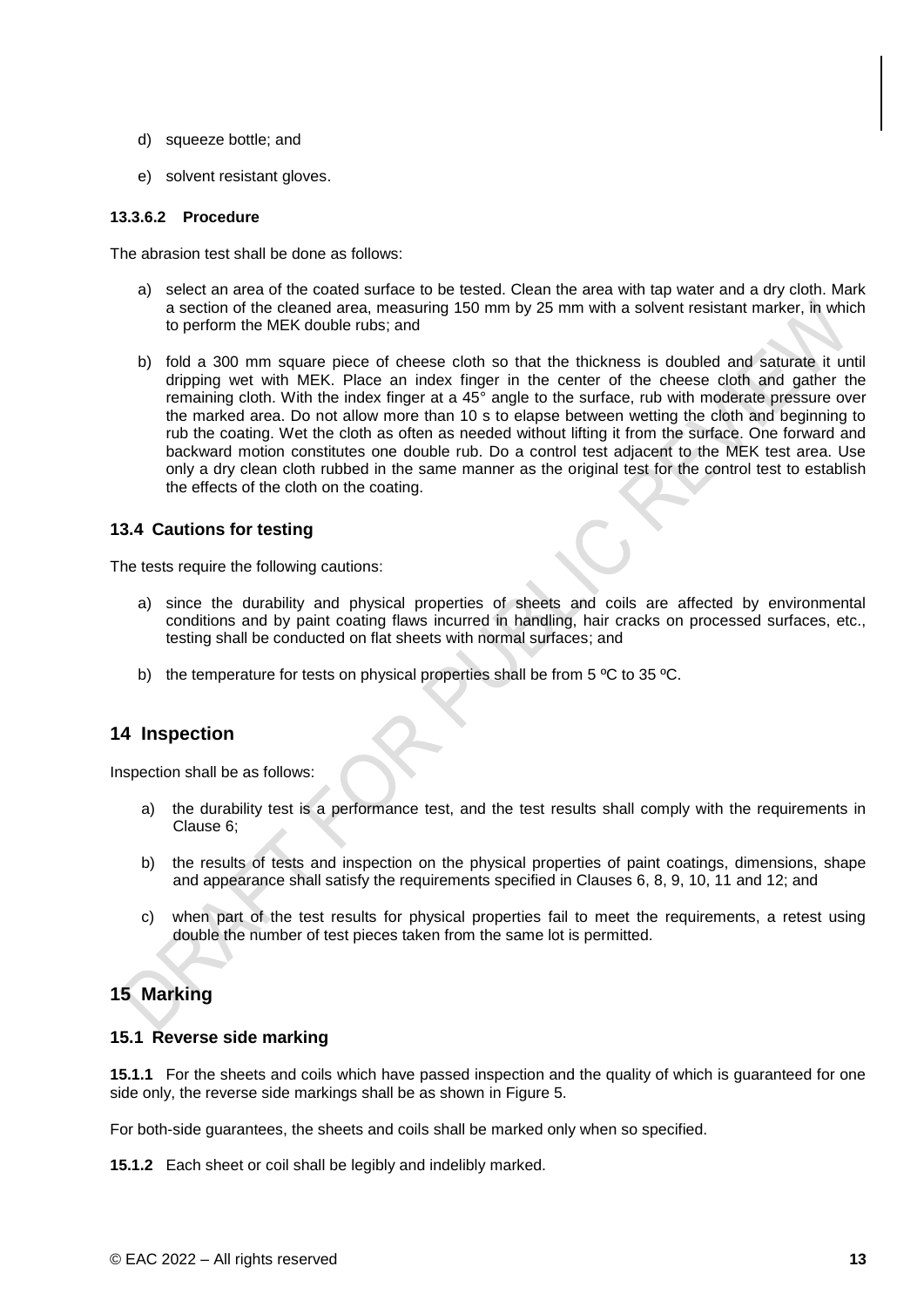d) squeeze bottle; and

e) solvent resistant gloves.

#### 13.3.6.2 Procedure

The abrasion test shall be done as follows:

a) select an area of the coated surface to be tested. Clean the area with tap water and a dry cloth. Mark a section of the cleaned area, measuring 150 mm by 25 mm with a solvent resistant marker, in which to perform the MEK double rubs; and

b) fold a 300 mm square piece of cheese cloth so that the thickness is doubled and saturate it until dripping wet with MEK. Place an index finger in the center of the cheese cloth and gather the remaining cloth. With the index finger at a 45° angle to the surface, rub with moderate pressure over the marked area. Do not allow more than 10 s to elapse between wetting the cloth and beginning to rub the coating. Wet the cloth as often as needed without lifting it from the surface. One forward and backward motion constitutes one double rub. Do a control test adjacent to the MEK test area. Use only a dry clean cloth rubbed in the same manner as the original test for the control test to establish the effects of the cloth on the coating.

### 13.4 Cautions for testing

The tests require the following cautions:

a) since the durability and physical properties of sheets and coils are affected by environmental conditions and by paint coating flaws incurred in handling, hair cracks on processed surfaces, etc., testing shall be conducted on flat sheets with normal surfaces; and

b) the temperature for tests on physical properties shall be from 5 ºC to 35 ºC.

## 14 Inspection

Inspection shall be as follows:

a) the durability test is a performance test, and the test results shall comply with the requirements in Clause 6;

b) the results of tests and inspection on the physical properties of paint coatings, dimensions, shape and appearance shall satisfy the requirements specified in Clauses 6, 8, 9, 10, 11 and 12; and

c) when part of the test results for physical properties fail to meet the requirements, a retest using double the number of test pieces taken from the same lot is permitted.

## 15 Marking

### 15.1 Reverse side marking

**15.1.1** For the sheets and coils which have passed inspection and the quality of which is guaranteed for one side only, the reverse side markings shall be as shown in Figure 5.

For both-side guarantees, the sheets and coils shall be marked only when so specified.

**15.1.2** Each sheet or coil shall be legibly and indelibly marked.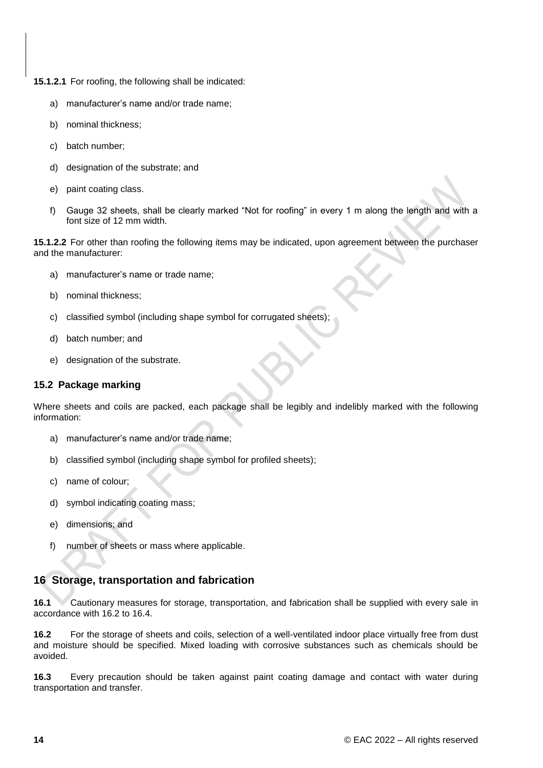**15.1.2.1** For roofing, the following shall be indicated:

a) manufacturer's name and/or trade name;

b) nominal thickness;

c) batch number;

d) designation of the substrate; and

e) paint coating class.

f) Gauge 32 sheets, shall be clearly marked "Not for roofing" in every 1 m along the length and with a font size of 12 mm width.

**15.1.2.2** For other than roofing the following items may be indicated, upon agreement between the purchaser and the manufacturer:

a) manufacturer's name or trade name;

b) nominal thickness;

c) classified symbol (including shape symbol for corrugated sheets);

d) batch number; and

e) designation of the substrate.

### 15.2 Package marking

Where sheets and coils are packed, each package shall be legibly and indelibly marked with the following information:

a) manufacturer's name and/or trade name;

b) classified symbol (including shape symbol for profiled sheets);

c) name of colour;

d) symbol indicating coating mass;

e) dimensions; and

f) number of sheets or mass where applicable.

## 16 Storage, transportation and fabrication

**16.1** Cautionary measures for storage, transportation, and fabrication shall be supplied with every sale in accordance with 16.2 to 16.4.

**16.2** For the storage of sheets and coils, selection of a well-ventilated indoor place virtually free from dust and moisture should be specified. Mixed loading with corrosive substances such as chemicals should be avoided.

**16.3** Every precaution should be taken against paint coating damage and contact with water during transportation and transfer.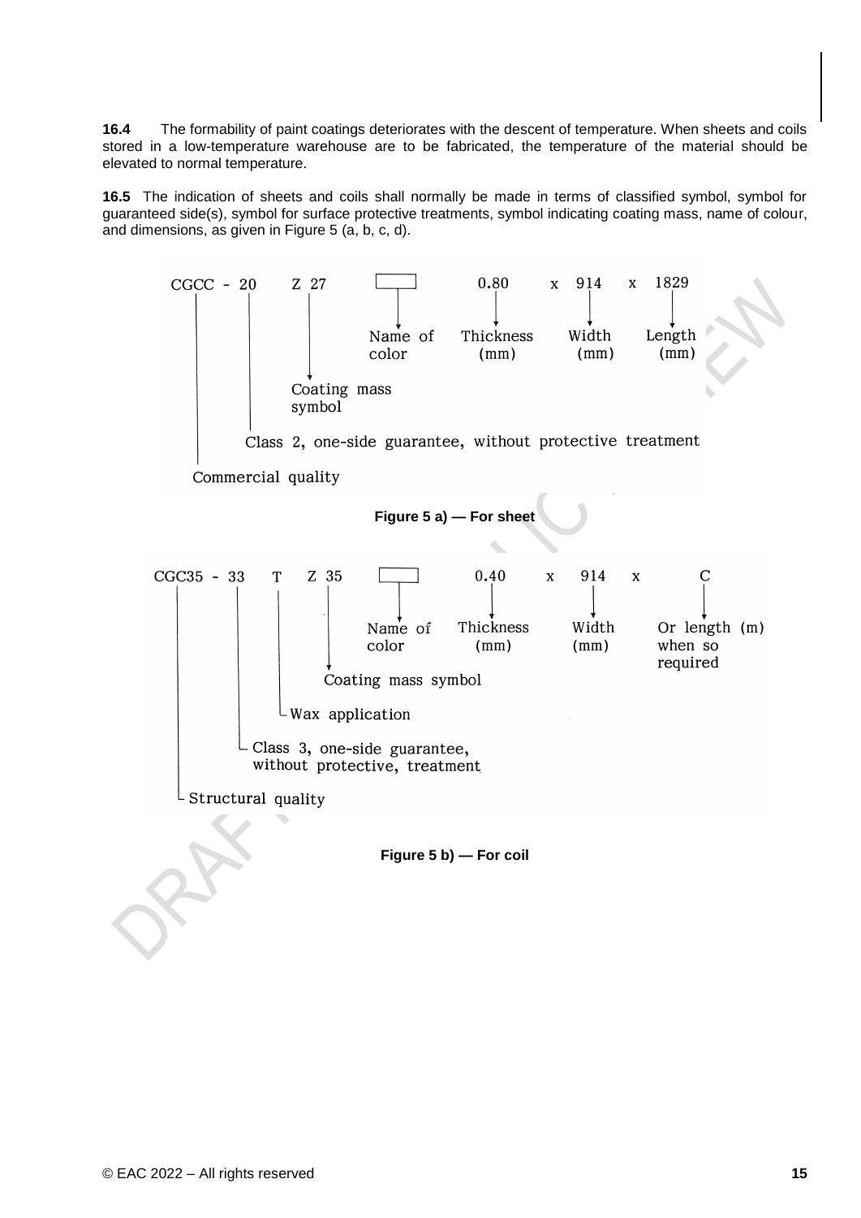**16.4** The formability of paint coatings deteriorates with the descent of temperature. When sheets and coils stored in a low-temperature warehouse are to be fabricated, the temperature of the material should be elevated to normal temperature.

**16.5** The indication of sheets and coils shall normally be made in terms of classified symbol, symbol for guaranteed side(s), symbol for surface protective treatments, symbol indicating coating mass, name of colour, and dimensions, as given in Figure 5 (a, b, c, d).

```
CGCC - 20    Z 27    [    ]     0.80      x  914    x  1829
 |      |     |        |          |            |          |
 |      |     |      Name of   Thickness     Width     Length
 |      |     |      color       (mm)        (mm)       (mm)
 |      |     |
 |      |   Coating mass
 |      |   symbol
 |      |
 |    Class 2, one-side guarantee, without protective treatment
 |
Commercial quality
```

**Figure 5 a) — For sheet**

```
CGC35 - 33   T   Z 35   [    ]     0.40      x  914    x     C
 |       |   |    |       |          |            |            |
 |       |   |    |     Name of   Thickness     Width     Or length (m)
 |       |   |    |     color       (mm)        (mm)      when so
 |       |   |    |                                       required
 |       |   |   Coating mass symbol
 |       |   |
 |       |   Wax application
 |       |
 |       Class 3, one-side guarantee,
 |       without protective, treatment
 |
Structural quality
```

**Figure 5 b) — For coil**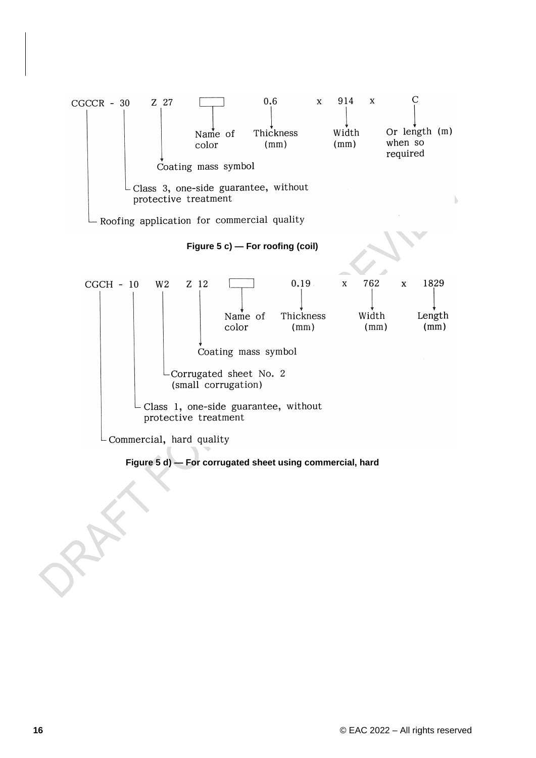```
CGCCR - 30    Z 27    [    ]    0.6    x  914    x    C
|        |     |        |        |           |          |
|        |     |     Name of   Thickness   Width     Or length (m)
|        |     |     color      (mm)       (mm)      when so
|        |     |                                     required
|        |     Coating mass symbol
|        |
|        Class 3, one-side guarantee, without
|        protective treatment
|
Roofing application for commercial quality
```

**Figure 5 c) — For roofing (coil)**

```
CGCH - 10    W2    Z 12    [    ]    0.19    x   762    x   1829
|       |     |      |        |        |             |          |
|       |     |      |     Name of   Thickness     Width      Length
|       |     |      |     color      (mm)         (mm)       (mm)
|       |     |      |
|       |     |      Coating mass symbol
|       |     |
|       |     Corrugated sheet No. 2
|       |     (small corrugation)
|       |
|       Class 1, one-side guarantee, without
|       protective treatment
|
Commercial, hard quality
```

**Figure 5 d) — For corrugated sheet using commercial, hard**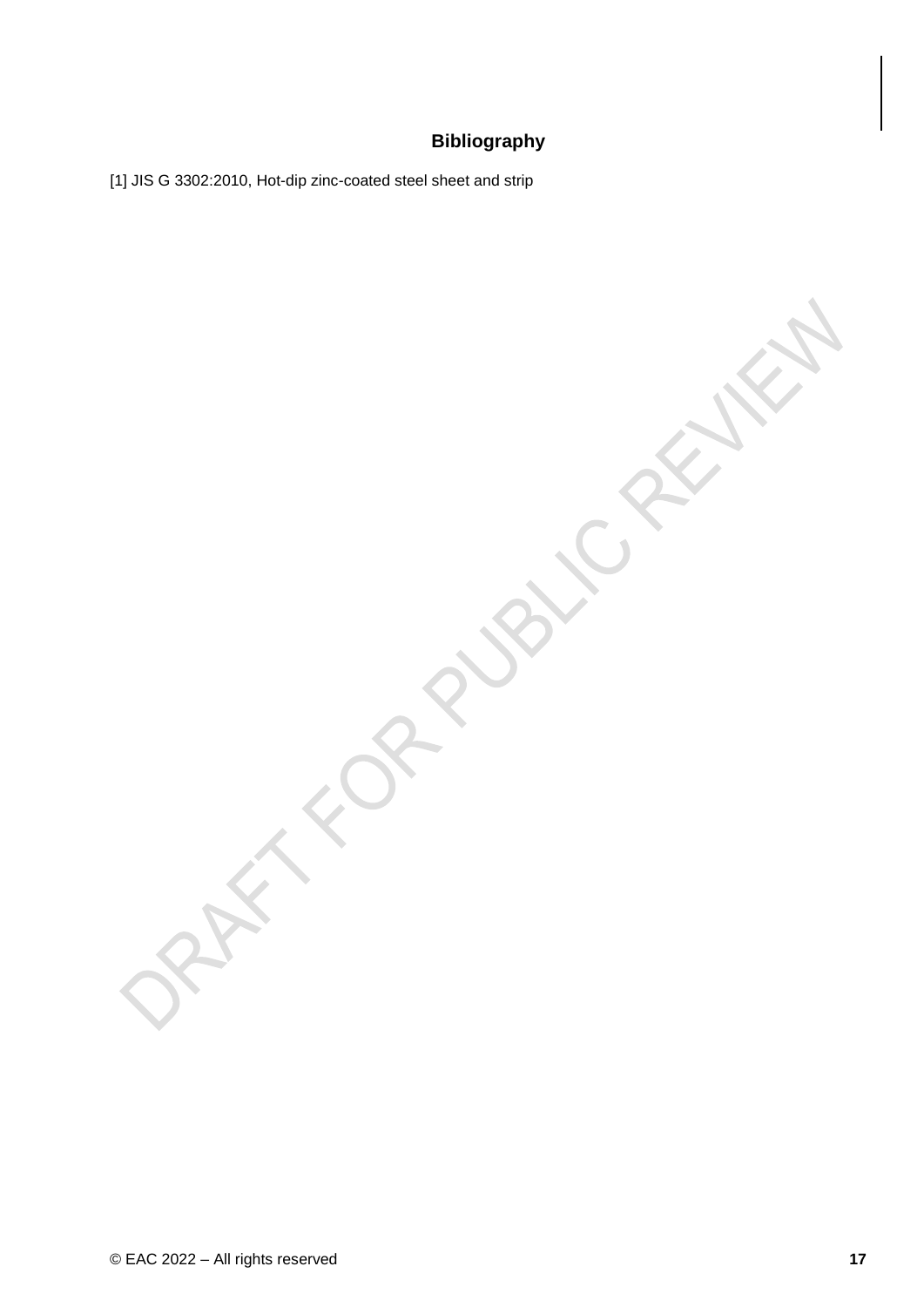## Bibliography

[1] JIS G 3302:2010, Hot-dip zinc-coated steel sheet and strip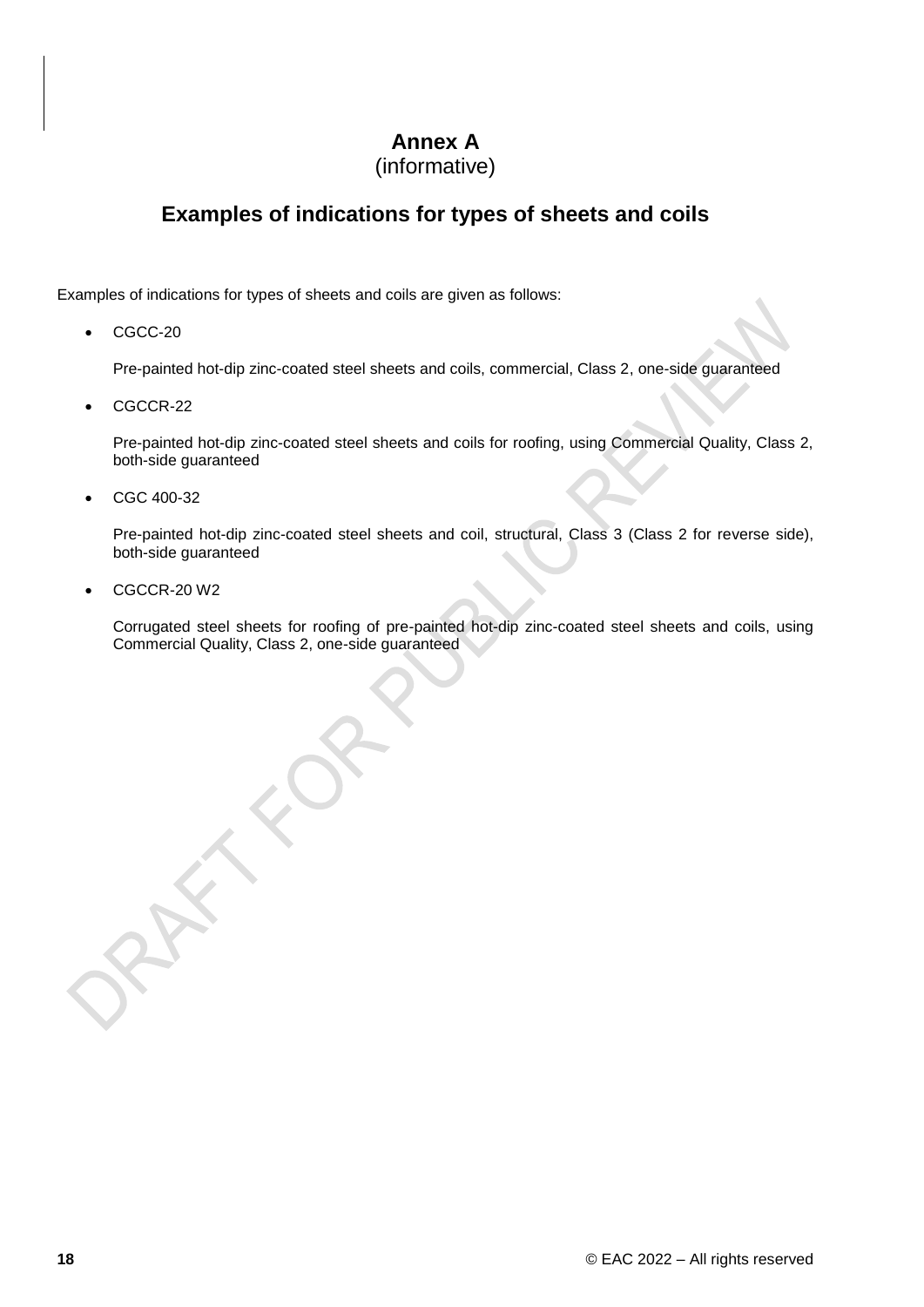# Annex A
(informative)

## Examples of indications for types of sheets and coils

Examples of indications for types of sheets and coils are given as follows:

- CGCC-20

  Pre-painted hot-dip zinc-coated steel sheets and coils, commercial, Class 2, one-side guaranteed

- CGCCR-22

  Pre-painted hot-dip zinc-coated steel sheets and coils for roofing, using Commercial Quality, Class 2, both-side guaranteed

- CGC 400-32

  Pre-painted hot-dip zinc-coated steel sheets and coil, structural, Class 3 (Class 2 for reverse side), both-side guaranteed

- CGCCR-20 W2

  Corrugated steel sheets for roofing of pre-painted hot-dip zinc-coated steel sheets and coils, using Commercial Quality, Class 2, one-side guaranteed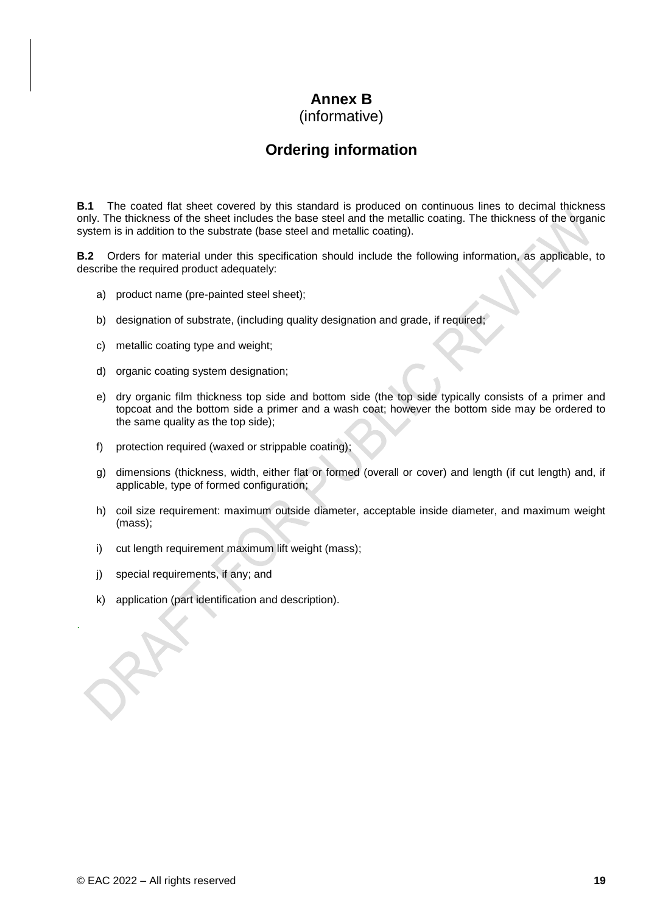# Annex B
(informative)

## Ordering information

**B.1** The coated flat sheet covered by this standard is produced on continuous lines to decimal thickness only. The thickness of the sheet includes the base steel and the metallic coating. The thickness of the organic system is in addition to the substrate (base steel and metallic coating).

**B.2** Orders for material under this specification should include the following information, as applicable, to describe the required product adequately:

a) product name (pre-painted steel sheet);

b) designation of substrate, (including quality designation and grade, if required;

c) metallic coating type and weight;

d) organic coating system designation;

e) dry organic film thickness top side and bottom side (the top side typically consists of a primer and topcoat and the bottom side a primer and a wash coat; however the bottom side may be ordered to the same quality as the top side);

f) protection required (waxed or strippable coating);

g) dimensions (thickness, width, either flat or formed (overall or cover) and length (if cut length) and, if applicable, type of formed configuration;

h) coil size requirement: maximum outside diameter, acceptable inside diameter, and maximum weight (mass);

i) cut length requirement maximum lift weight (mass);

j) special requirements, if any; and

k) application (part identification and description).